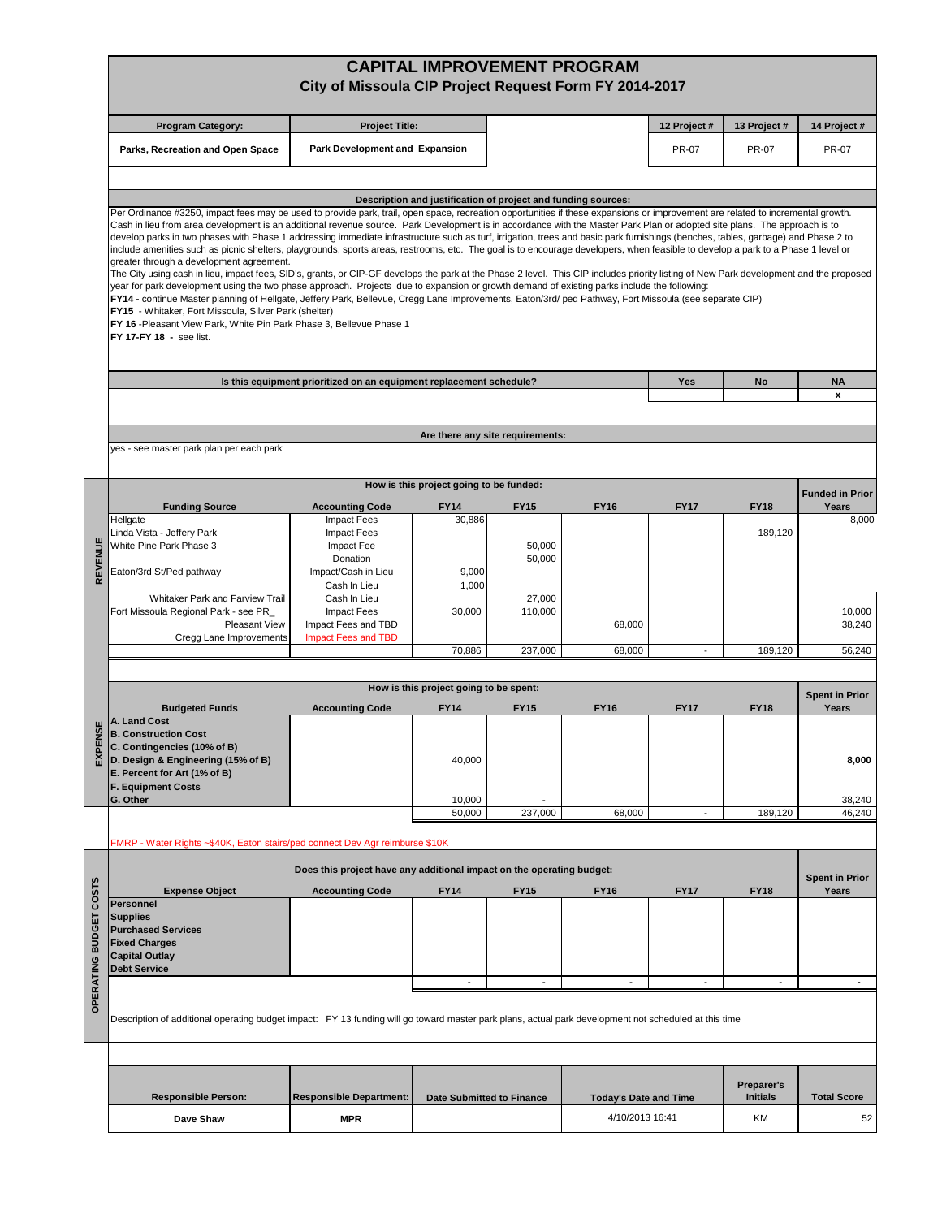# CAPITAL IMPROVEMENT PROGRAM

## City of Missoula CIP Project Request Form FY 2014-2017

| Program Category: | Project Title: | | 12 Project # | 13 Project # | 14 Project # |
|---|---|---|---|---|---|
| Parks, Recreation and Open Space | Park Development and Expansion | | PR-07 | PR-07 | PR-07 |

### Description and justification of project and funding sources:

Per Ordinance #3250, impact fees may be used to provide park, trail, open space, recreation opportunities if these expansions or improvement are related to incremental growth. Cash in lieu from area development is an additional revenue source. Park Development is in accordance with the Master Park Plan or adopted site plans. The approach is to develop parks in two phases with Phase 1 addressing immediate infrastructure such as turf, irrigation, trees and basic park furnishings (benches, tables, garbage) and Phase 2 to include amenities such as picnic shelters, playgrounds, sports areas, restrooms, etc. The goal is to encourage developers, when feasible to develop a park to a Phase 1 level or greater through a development agreement.

The City using cash in lieu, impact fees, SID's, grants, or CIP-GF develops the park at the Phase 2 level. This CIP includes priority listing of New Park development and the proposed year for park development using the two phase approach. Projects due to expansion or growth demand of existing parks include the following:

**FY14 -** continue Master planning of Hellgate, Jeffery Park, Bellevue, Cregg Lane Improvements, Eaton/3rd/ ped Pathway, Fort Missoula (see separate CIP)

**FY15** - Whitaker, Fort Missoula, Silver Park (shelter)

**FY 16** -Pleasant View Park, White Pin Park Phase 3, Bellevue Phase 1

**FY 17-FY 18 -** see list.

| Is this equipment prioritized on an equipment replacement schedule? | Yes | No | NA |
|---|---|---|---|
| | | | x |

### Are there any site requirements:

yes - see master park plan per each park

### How is this project going to be funded:

**REVENUE**

| Funding Source | Accounting Code | FY14 | FY15 | FY16 | FY17 | FY18 | Funded in Prior Years |
|---|---|---|---|---|---|---|---|
| Hellgate | Impact Fees | 30,886 | | | | | 8,000 |
| Linda Vista - Jeffery Park | Impact Fees | | | | | 189,120 | |
| White Pine Park Phase 3 | Impact Fee | | 50,000 | | | | |
| | Donation | | 50,000 | | | | |
| Eaton/3rd St/Ped pathway | Impact/Cash in Lieu | 9,000 | | | | | |
| | Cash In Lieu | 1,000 | | | | | |
| Whitaker Park and Farview Trail | Cash In Lieu | | 27,000 | | | | |
| Fort Missoula Regional Park - see PR_ | Impact Fees | 30,000 | 110,000 | | | | 10,000 |
| Pleasant View | Impact Fees and TBD | | | 68,000 | | | 38,240 |
| Cregg Lane Improvements | Impact Fees and TBD | | | | | | |
| | | 70,886 | 237,000 | 68,000 | - | 189,120 | 56,240 |

### How is this project going to be spent:

**EXPENSE**

| Budgeted Funds | Accounting Code | FY14 | FY15 | FY16 | FY17 | FY18 | Spent in Prior Years |
|---|---|---|---|---|---|---|---|
| A. Land Cost | | | | | | | |
| B. Construction Cost | | | | | | | |
| C. Contingencies (10% of B) | | | | | | | |
| D. Design & Engineering (15% of B) | | 40,000 | | | | | 8,000 |
| E. Percent for Art (1% of B) | | | | | | | |
| F. Equipment Costs | | | | | | | |
| G. Other | | 10,000 | - | | | | 38,240 |
| | | 50,000 | 237,000 | 68,000 | - | 189,120 | 46,240 |

FMRP - Water Rights ~$40K, Eaton stairs/ped connect Dev Agr reimburse $10K

### Does this project have any additional impact on the operating budget:

**OPERATING BUDGET COSTS**

| Expense Object | Accounting Code | FY14 | FY15 | FY16 | FY17 | FY18 | Spent in Prior Years |
|---|---|---|---|---|---|---|---|
| Personnel | | | | | | | |
| Supplies | | | | | | | |
| Purchased Services | | | | | | | |
| Fixed Charges | | | | | | | |
| Capital Outlay | | | | | | | |
| Debt Service | | | | | | | |
| | | - | - | - | - | - | - |

Description of additional operating budget impact: FY 13 funding will go toward master park plans, actual park development not scheduled at this time

| Responsible Person: | Responsible Department: | Date Submitted to Finance | Today's Date and Time | Preparer's Initials | Total Score |
|---|---|---|---|---|---|
| Dave Shaw | MPR | | 4/10/2013 16:41 | KM | 52 |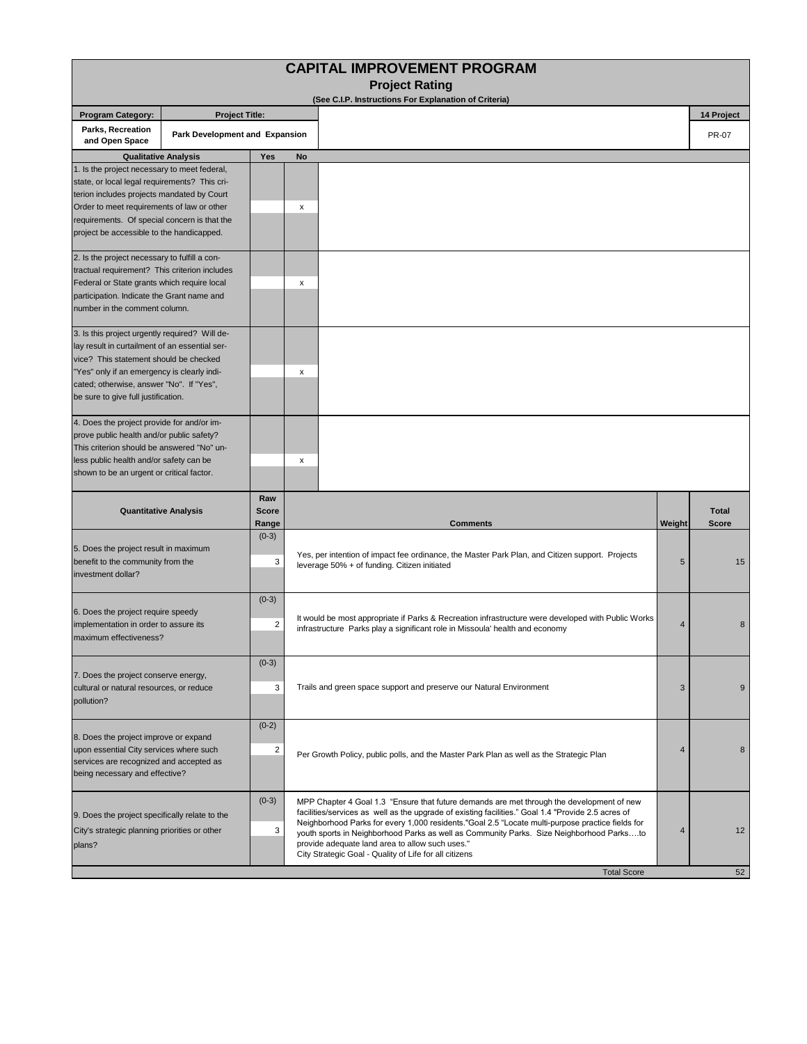# CAPITAL IMPROVEMENT PROGRAM

## Project Rating

**(See C.I.P. Instructions For Explanation of Criteria)**

| Program Category: | Project Title: | 14 Project |
|---|---|---|
| Parks, Recreation and Open Space | Park Development and Expansion | PR-07 |

| Qualitative Analysis | Yes | No | |
|---|---|---|---|
| 1. Is the project necessary to meet federal, state, or local legal requirements? This criterion includes projects mandated by Court Order to meet requirements of law or other requirements. Of special concern is that the project be accessible to the handicapped. | | x | |
| 2. Is the project necessary to fulfill a contractual requirement? This criterion includes Federal or State grants which require local participation. Indicate the Grant name and number in the comment column. | | x | |
| 3. Is this project urgently required? Will delay result in curtailment of an essential service? This statement should be checked "Yes" only if an emergency is clearly indicated; otherwise, answer "No". If "Yes", be sure to give full justification. | | x | |
| 4. Does the project provide for and/or improve public health and/or public safety? This criterion should be answered "No" unless public health and/or safety can be shown to be an urgent or critical factor. | | x | |

| Quantitative Analysis | Raw Score Range | Raw Score | Comments | Weight | Total Score |
|---|---|---|---|---|---|
| 5. Does the project result in maximum benefit to the community from the investment dollar? | (0-3) | 3 | Yes, per intention of impact fee ordinance, the Master Park Plan, and Citizen support. Projects leverage 50% + of funding. Citizen initiated | 5 | 15 |
| 6. Does the project require speedy implementation in order to assure its maximum effectiveness? | (0-3) | 2 | It would be most appropriate if Parks & Recreation infrastructure were developed with Public Works infrastructure Parks play a significant role in Missoula' health and economy | 4 | 8 |
| 7. Does the project conserve energy, cultural or natural resources, or reduce pollution? | (0-3) | 3 | Trails and green space support and preserve our Natural Environment | 3 | 9 |
| 8. Does the project improve or expand upon essential City services where such services are recognized and accepted as being necessary and effective? | (0-2) | 2 | Per Growth Policy, public polls, and the Master Park Plan as well as the Strategic Plan | 4 | 8 |
| 9. Does the project specifically relate to the City's strategic planning priorities or other plans? | (0-3) | 3 | MPP Chapter 4 Goal 1.3 "Ensure that future demands are met through the development of new facilities/services as well as the upgrade of existing facilities." Goal 1.4 "Provide 2.5 acres of Neighborhood Parks for every 1,000 residents."Goal 2.5 "Locate multi-purpose practice fields for youth sports in Neighborhood Parks as well as Community Parks. Size Neighborhood Parks….to provide adequate land area to allow such uses." City Strategic Goal - Quality of Life for all citizens | 4 | 12 |
| | | | Total Score | | 52 |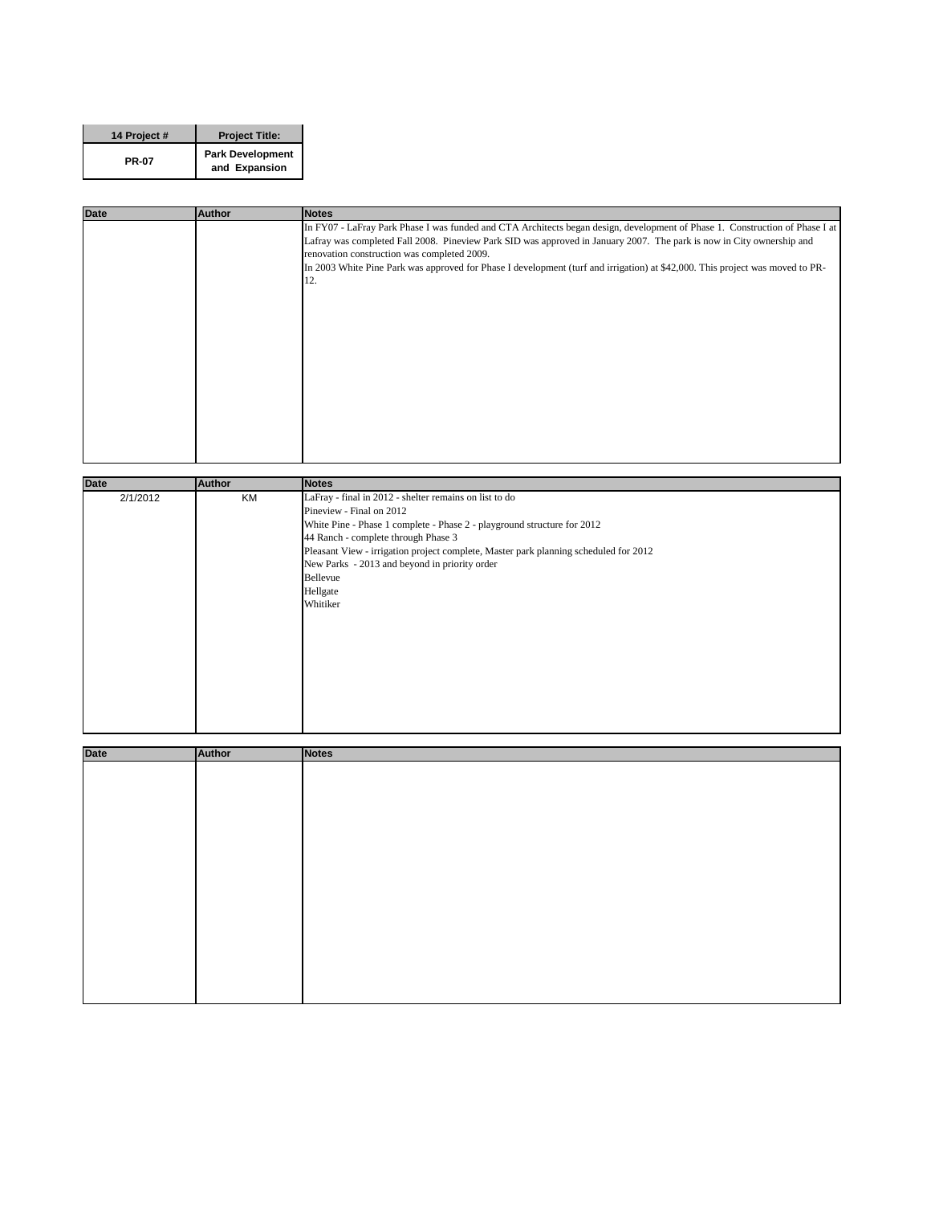| 14 Project # | Project Title: |
|---|---|
| PR-07 | Park Development and Expansion |

| Date | Author | Notes |
|---|---|---|
| | | In FY07 - LaFray Park Phase I was funded and CTA Architects began design, development of Phase 1. Construction of Phase I at Lafray was completed Fall 2008. Pineview Park SID was approved in January 2007. The park is now in City ownership and renovation construction was completed 2009.<br>In 2003 White Pine Park was approved for Phase I development (turf and irrigation) at $42,000. This project was moved to PR-12. |

| Date | Author | Notes |
|---|---|---|
| 2/1/2012 | KM | LaFray - final in 2012 - shelter remains on list to do<br>Pineview - Final on 2012<br>White Pine - Phase 1 complete - Phase 2 - playground structure for 2012<br>44 Ranch - complete through Phase 3<br>Pleasant View - irrigation project complete, Master park planning scheduled for 2012<br>New Parks - 2013 and beyond in priority order<br>Bellevue<br>Hellgate<br>Whitiker |

| Date | Author | Notes |
|---|---|---|
| | | |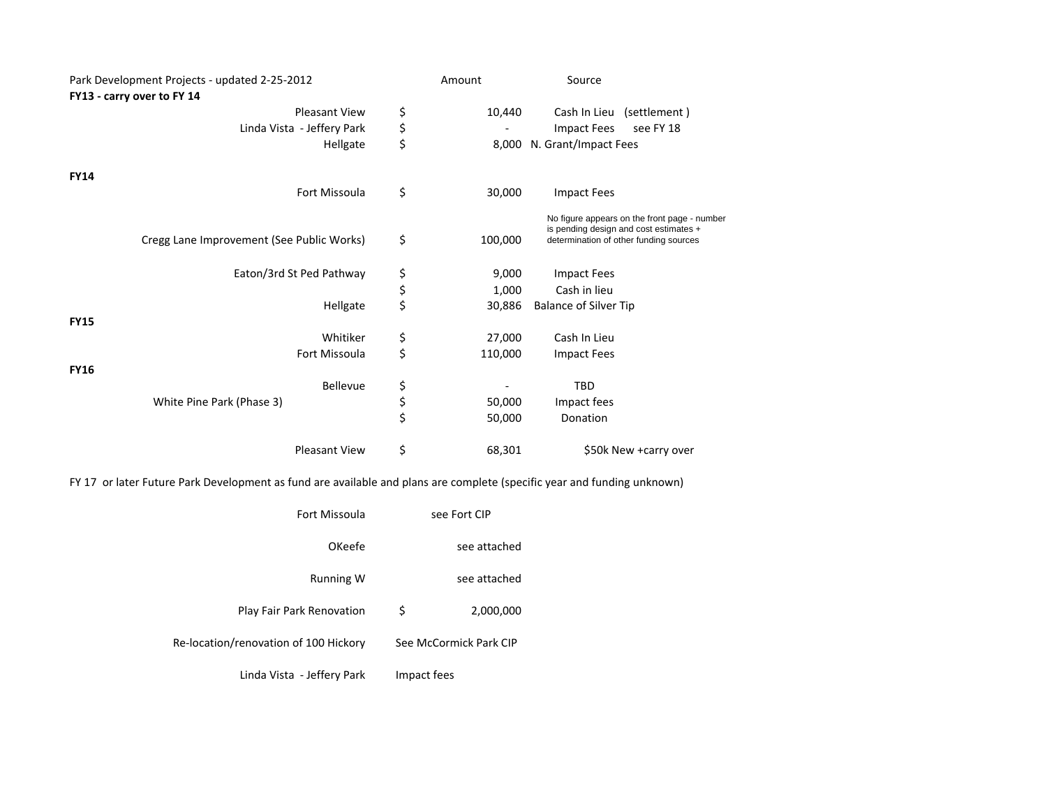| Park Development Projects - updated 2-25-2012 | | Amount | Source |
|---|---|---|---|
| **FY13 - carry over to FY 14** | | | |
| Pleasant View | $ | 10,440 | Cash In Lieu (settlement) |
| Linda Vista - Jeffery Park | $ | - | Impact Fees see FY 18 |
| Hellgate | $ | 8,000 | N. Grant/Impact Fees |
| **FY14** | | | |
| Fort Missoula | $ | 30,000 | Impact Fees |
| Cregg Lane Improvement (See Public Works) | $ | 100,000 | No figure appears on the front page - number is pending design and cost estimates + determination of other funding sources |
| Eaton/3rd St Ped Pathway | $ | 9,000 | Impact Fees |
| | $ | 1,000 | Cash in lieu |
| Hellgate | $ | 30,886 | Balance of Silver Tip |
| **FY15** | | | |
| Whitiker | $ | 27,000 | Cash In Lieu |
| Fort Missoula | $ | 110,000 | Impact Fees |
| **FY16** | | | |
| Bellevue | $ | - | TBD |
| White Pine Park (Phase 3) | $ | 50,000 | Impact fees |
| | $ | 50,000 | Donation |
| Pleasant View | $ | 68,301 | $50k New +carry over |

FY 17 or later Future Park Development as fund are available and plans are complete (specific year and funding unknown)

| | | |
|---|---|---|
| Fort Missoula | | see Fort CIP |
| OKeefe | | see attached |
| Running W | | see attached |
| Play Fair Park Renovation | $ | 2,000,000 |
| Re-location/renovation of 100 Hickory | See McCormick Park CIP | |
| Linda Vista - Jeffery Park | Impact fees | |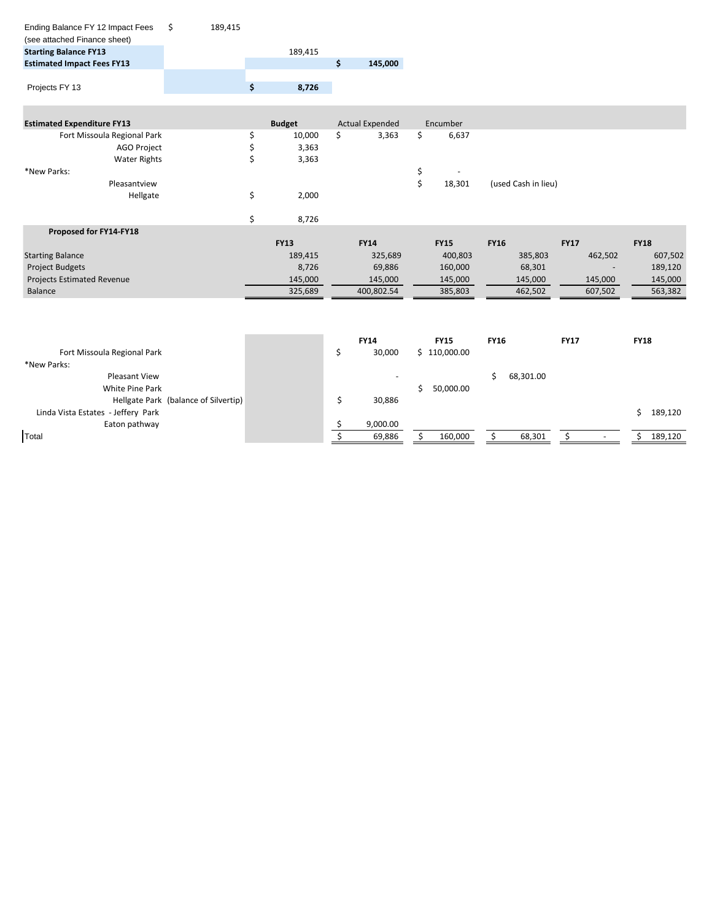| | | | |
|---|---|---|---|
| Ending Balance FY 12 Impact Fees | $ 189,415 | | |
| (see attached Finance sheet) | | | |
| **Starting Balance FY13** | | 189,415 | |
| **Estimated Impact Fees FY13** | | | **$ 145,000** |
| | | | |
| Projects FY 13 | | **$ 8,726** | |

| **Estimated Expenditure FY13** | **Budget** | Actual Expended | Encumber | |
|---|---|---|---|---|
| Fort Missoula Regional Park | $ 10,000 | $ 3,363 | $ 6,637 | |
| AGO Project | $ 3,363 | | | |
| Water Rights | $ 3,363 | | | |
| *New Parks: | | | $ - | |
| Pleasantview | | | $ 18,301 | (used Cash in lieu) |
| Hellgate | $ 2,000 | | | |
| | | | | |
| | $ 8,726 | | | |

| **Proposed for FY14-FY18** | **FY13** | **FY14** | **FY15** | **FY16** | **FY17** | **FY18** |
|---|---|---|---|---|---|---|
| Starting Balance | 189,415 | 325,689 | 400,803 | 385,803 | 462,502 | 607,502 |
| Project Budgets | 8,726 | 69,886 | 160,000 | 68,301 | - | 189,120 |
| Projects Estimated Revenue | 145,000 | 145,000 | 145,000 | 145,000 | 145,000 | 145,000 |
| Balance | 325,689 | 400,802.54 | 385,803 | 462,502 | 607,502 | 563,382 |

| | | **FY14** | **FY15** | **FY16** | **FY17** | **FY18** |
|---|---|---|---|---|---|---|
| Fort Missoula Regional Park | | $ 30,000 | $ 110,000.00 | | | |
| *New Parks: | | | | | | |
| Pleasant View | | - | | $ 68,301.00 | | |
| White Pine Park | | | $ 50,000.00 | | | |
| Hellgate Park (balance of Silvertip) | | $ 30,886 | | | | |
| Linda Vista Estates - Jeffery Park | | | | | | $ 189,120 |
| Eaton pathway | | $ 9,000.00 | | | | |
| Total | | $ 69,886 | $ 160,000 | $ 68,301 | $ - | $ 189,120 |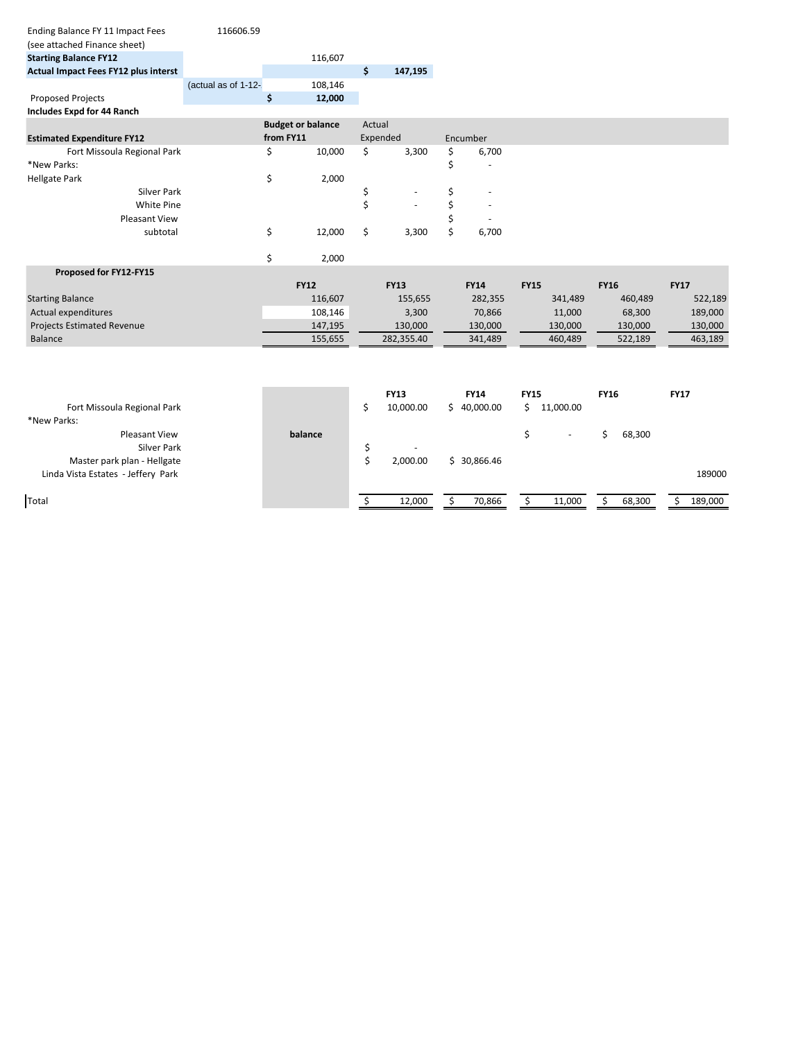| | | | | |
|---|---|---|---|---|
| Ending Balance FY 11 Impact Fees | 116606.59 | | | |
| (see attached Finance sheet) | | | | |
| **Starting Balance FY12** | | 116,607 | | |
| **Actual Impact Fees FY12 plus interst** | | | **$ 147,195** | |
| | (actual as of 1-12- | 108,146 | | |
| Proposed Projects | | **$ 12,000** | | |
| **Includes Expd for 44 Ranch** | | | | |
| **Estimated Expenditure FY12** | | **Budget or balance from FY11** | Actual Expended | Encumber |
| Fort Missoula Regional Park | | $ 10,000 | $ 3,300 | $ 6,700 |
| *New Parks: | | | | $ - |
| Hellgate Park | | $ 2,000 | | |
| Silver Park | | | $ - | $ - |
| White Pine | | | $ - | $ - |
| Pleasant View | | | | $ - |
| subtotal | | $ 12,000 | $ 3,300 | $ 6,700 |
| | | $ 2,000 | | |

**Proposed for FY12-FY15**

| | FY12 | FY13 | FY14 | FY15 | FY16 | FY17 |
|---|---|---|---|---|---|---|
| Starting Balance | 116,607 | 155,655 | 282,355 | 341,489 | 460,489 | 522,189 |
| Actual expenditures | 108,146 | 3,300 | 70,866 | 11,000 | 68,300 | 189,000 |
| Projects Estimated Revenue | 147,195 | 130,000 | 130,000 | 130,000 | 130,000 | 130,000 |
| Balance | 155,655 | 282,355.40 | 341,489 | 460,489 | 522,189 | 463,189 |

| | | FY13 | FY14 | FY15 | FY16 | FY17 |
|---|---|---|---|---|---|---|
| Fort Missoula Regional Park | | $ 10,000.00 | $ 40,000.00 | $ 11,000.00 | | |
| *New Parks: | | | | | | |
| Pleasant View | balance | | | $ - | $ 68,300 | |
| Silver Park | | $ - | | | | |
| Master park plan - Hellgate | | $ 2,000.00 | $ 30,866.46 | | | |
| Linda Vista Estates - Jeffery Park | | | | | | 189000 |
| Total | | $ 12,000 | $ 70,866 | $ 11,000 | $ 68,300 | $ 189,000 |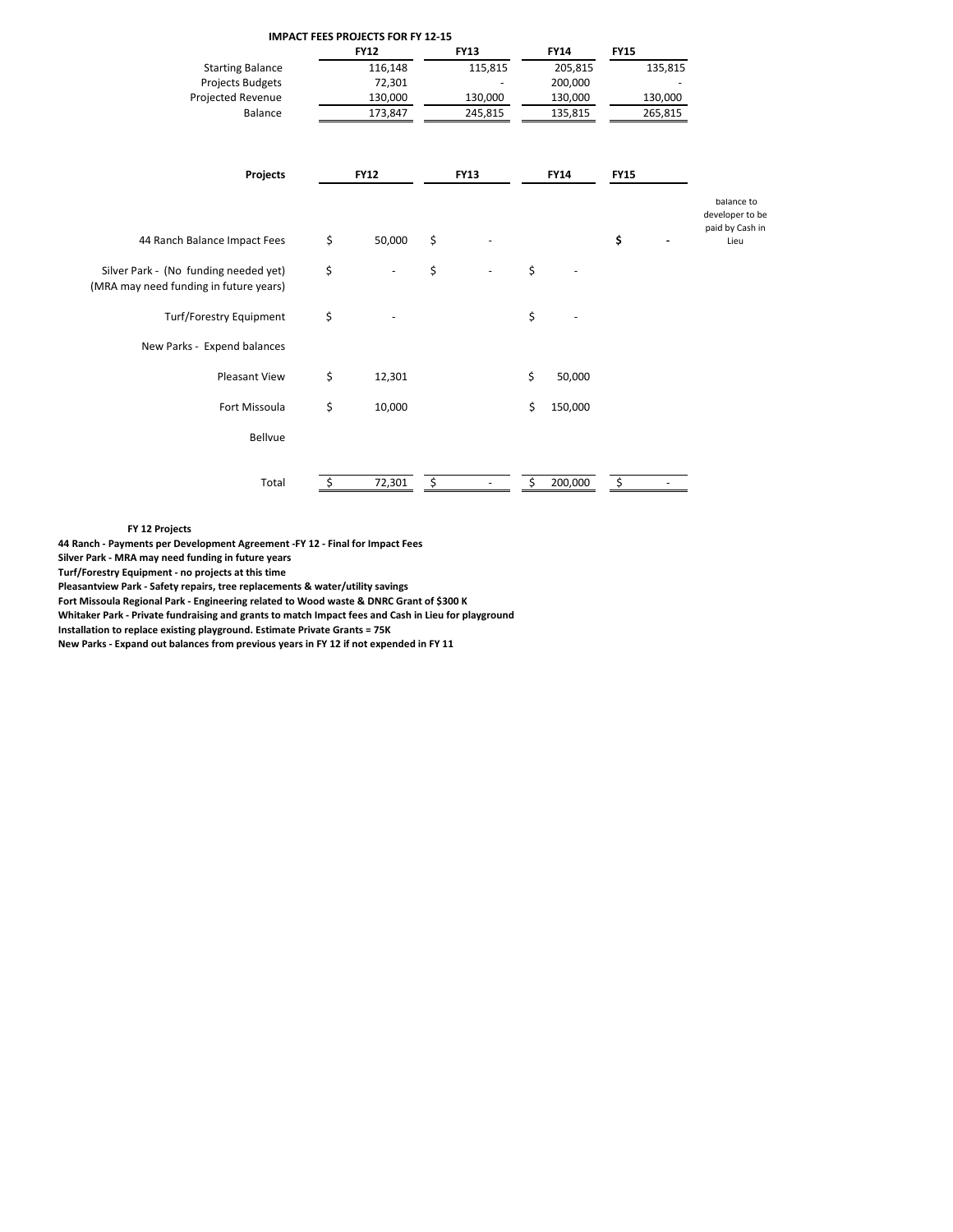**IMPACT FEES PROJECTS FOR FY 12-15**

| | FY12 | FY13 | FY14 | FY15 |
|---|---|---|---|---|
| Starting Balance | 116,148 | 115,815 | 205,815 | 135,815 |
| Projects Budgets | 72,301 | - | 200,000 | - |
| Projected Revenue | 130,000 | 130,000 | 130,000 | 130,000 |
| Balance | 173,847 | 245,815 | 135,815 | 265,815 |

| Projects | FY12 | FY13 | FY14 | FY15 | |
|---|---|---|---|---|---|
| 44 Ranch Balance Impact Fees | $ 50,000 | $ - | | $ - | balance to developer to be paid by Cash in Lieu |
| Silver Park - (No funding needed yet) (MRA may need funding in future years) | $ - | $ - | $ - | | |
| Turf/Forestry Equipment | $ - | | $ - | | |
| New Parks - Expend balances | | | | | |
| Pleasant View | $ 12,301 | | $ 50,000 | | |
| Fort Missoula | $ 10,000 | | $ 150,000 | | |
| Bellvue | | | | | |
| Total | $ 72,301 | $ - | $ 200,000 | $ - | |

**FY 12 Projects**

**44 Ranch - Payments per Development Agreement -FY 12 - Final for Impact Fees**
**Silver Park - MRA may need funding in future years**
**Turf/Forestry Equipment - no projects at this time**
**Pleasantview Park - Safety repairs, tree replacements & water/utility savings**
**Fort Missoula Regional Park - Engineering related to Wood waste & DNRC Grant of $300 K**
**Whitaker Park - Private fundraising and grants to match Impact fees and Cash in Lieu for playground**
**Installation to replace existing playground. Estimate Private Grants = 75K**
**New Parks - Expand out balances from previous years in FY 12 if not expended in FY 11**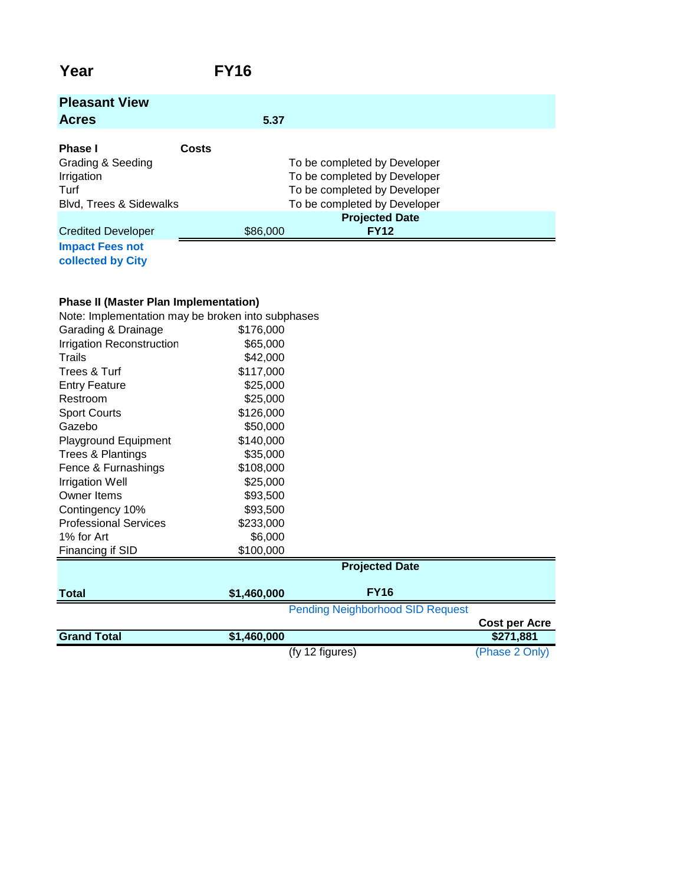| Year | FY16 | | |
|---|---|---|---|

| **Pleasant View** | | | |
|---|---|---|---|
| **Acres** | **5.37** | | |

| **Phase I** | **Costs** | | |
|---|---|---|---|
| Grading & Seeding | | To be completed by Developer | |
| Irrigation | | To be completed by Developer | |
| Turf | | To be completed by Developer | |
| Blvd, Trees & Sidewalks | | To be completed by Developer | |
| | | **Projected Date** | |
| Credited Developer | $86,000 | **FY12** | |
| **Impact Fees not collected by City** | | | |

| **Phase II (Master Plan Implementation)** | | | |
|---|---|---|---|
| Note: Implementation may be broken into subphases | | | |
| Garading & Drainage | $176,000 | | |
| Irrigation Reconstruction | $65,000 | | |
| Trails | $42,000 | | |
| Trees & Turf | $117,000 | | |
| Entry Feature | $25,000 | | |
| Restroom | $25,000 | | |
| Sport Courts | $126,000 | | |
| Gazebo | $50,000 | | |
| Playground Equipment | $140,000 | | |
| Trees & Plantings | $35,000 | | |
| Fence & Furnashings | $108,000 | | |
| Irrigation Well | $25,000 | | |
| Owner Items | $93,500 | | |
| Contingency 10% | $93,500 | | |
| Professional Services | $233,000 | | |
| 1% for Art | $6,000 | | |
| Financing if SID | $100,000 | | |
| | | **Projected Date** | |
| **Total** | **$1,460,000** | **FY16** | |
| | | Pending Neighborhood SID Request | |
| | | | **Cost per Acre** |
| **Grand Total** | **$1,460,000** | | **$271,881** |
| | | (fy 12 figures) | (Phase 2 Only) |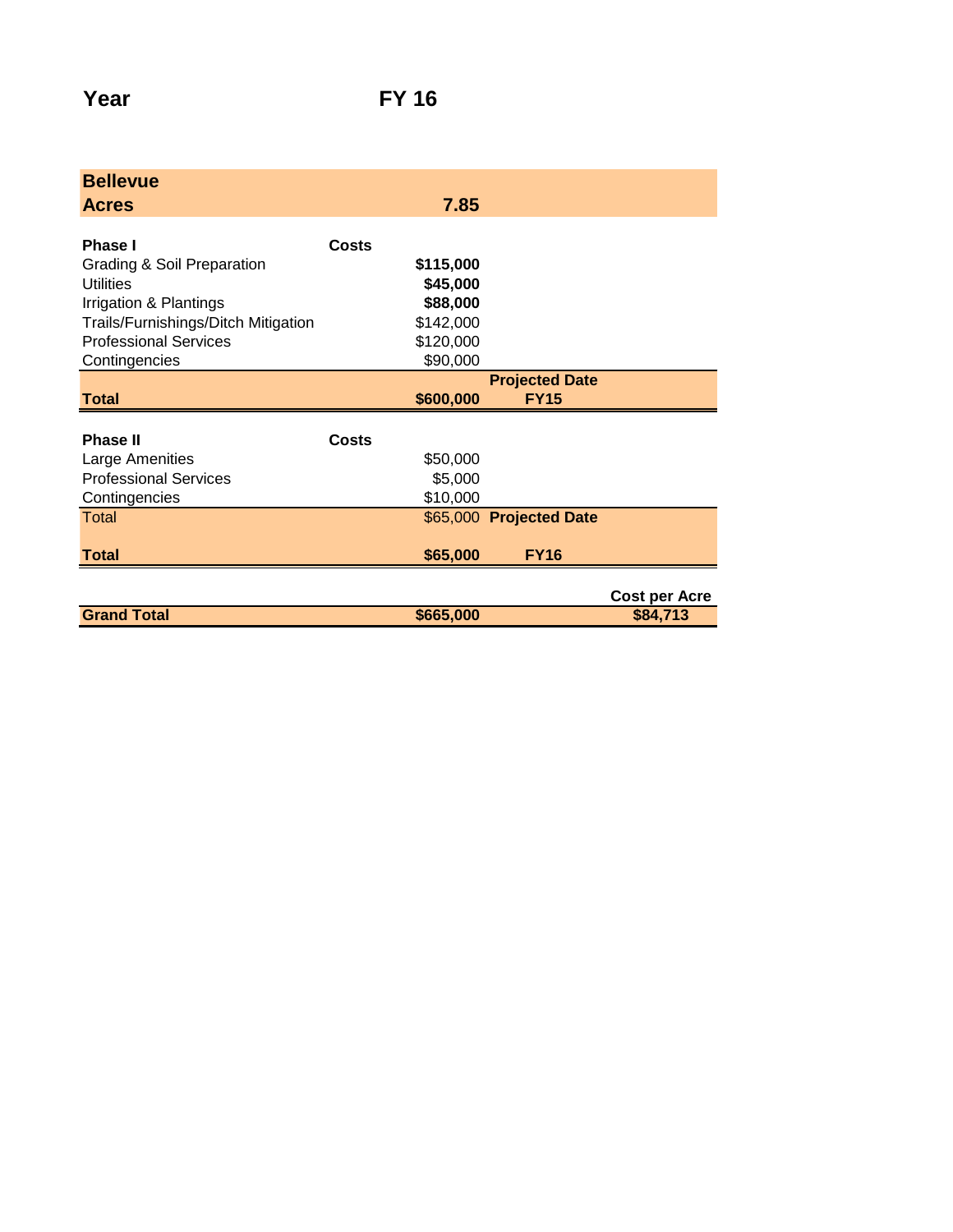**Year** **FY 16**

| | | | |
|---|---|---|---|
| **Bellevue** | | | |
| **Acres** | **7.85** | | |
| | | | |
| **Phase I** | **Costs** | | |
| Grading & Soil Preparation | **$115,000** | | |
| Utilities | **$45,000** | | |
| Irrigation & Plantings | **$88,000** | | |
| Trails/Furnishings/Ditch Mitigation | $142,000 | | |
| Professional Services | $120,000 | | |
| Contingencies | $90,000 | | |
| | | **Projected Date** | |
| **Total** | **$600,000** | **FY15** | |
| | | | |
| **Phase II** | **Costs** | | |
| Large Amenities | $50,000 | | |
| Professional Services | $5,000 | | |
| Contingencies | $10,000 | | |
| Total | $65,000 | **Projected Date** | |
| **Total** | **$65,000** | **FY16** | |
| | | | |
| | | | **Cost per Acre** |
| **Grand Total** | **$665,000** | | **$84,713** |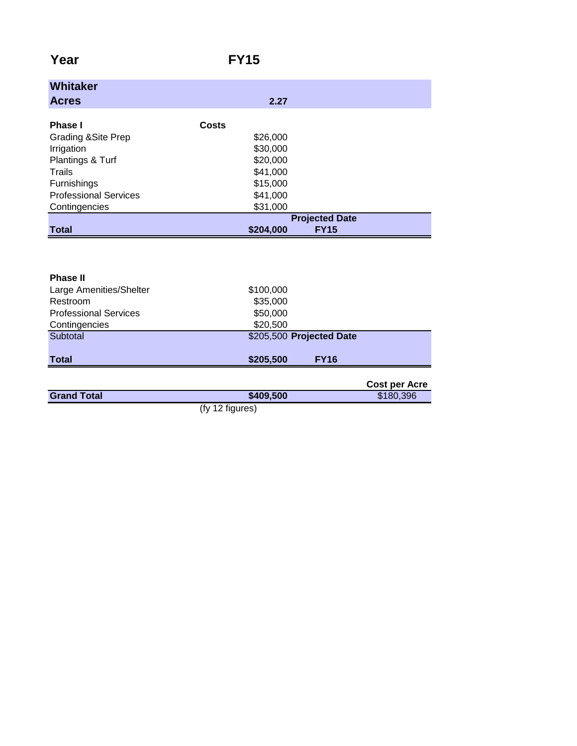| Year | FY15 | | |
|---|---|---|---|
| **Whitaker** | | | |
| **Acres** | **2.27** | | |
| | | | |
| **Phase I** | **Costs** | | |
| Grading &Site Prep | $26,000 | | |
| Irrigation | $30,000 | | |
| Plantings & Turf | $20,000 | | |
| Trails | $41,000 | | |
| Furnishings | $15,000 | | |
| Professional Services | $41,000 | | |
| Contingencies | $31,000 | | |
| | | **Projected Date** | |
| **Total** | **$204,000** | **FY15** | |
| | | | |
| **Phase II** | | | |
| Large Amenities/Shelter | $100,000 | | |
| Restroom | $35,000 | | |
| Professional Services | $50,000 | | |
| Contingencies | $20,500 | | |
| Subtotal | $205,500 | **Projected Date** | |
| **Total** | **$205,500** | **FY16** | |
| | | | |
| | | | **Cost per Acre** |
| **Grand Total** | **$409,500** | | $180,396 |
| | (fy 12 figures) | | |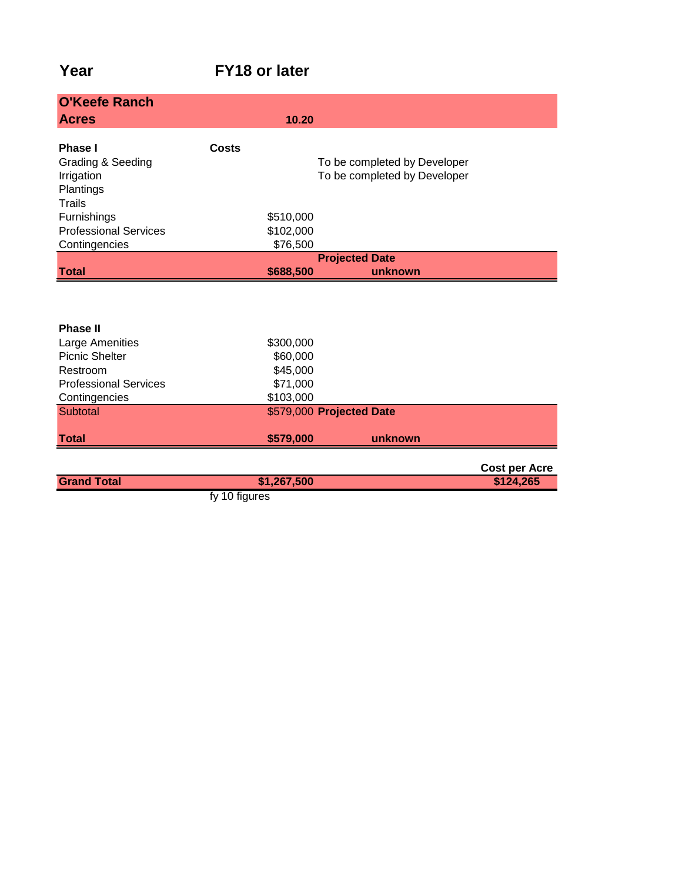| Year | FY18 or later | | |
|---|---|---|---|
| **O'Keefe Ranch** | | | |
| **Acres** | **10.20** | | |
| | | | |
| **Phase I** | **Costs** | | |
| Grading & Seeding | | To be completed by Developer | |
| Irrigation | | To be completed by Developer | |
| Plantings | | | |
| Trails | | | |
| Furnishings | $510,000 | | |
| Professional Services | $102,000 | | |
| Contingencies | $76,500 | | |
| | | **Projected Date** | |
| **Total** | **$688,500** | **unknown** | |
| | | | |
| **Phase II** | | | |
| Large Amenities | $300,000 | | |
| Picnic Shelter | $60,000 | | |
| Restroom | $45,000 | | |
| Professional Services | $71,000 | | |
| Contingencies | $103,000 | | |
| Subtotal | $579,000 | **Projected Date** | |
| **Total** | **$579,000** | **unknown** | |
| | | | **Cost per Acre** |
| **Grand Total** | **$1,267,500** | | **$124,265** |
| | fy 10 figures | | |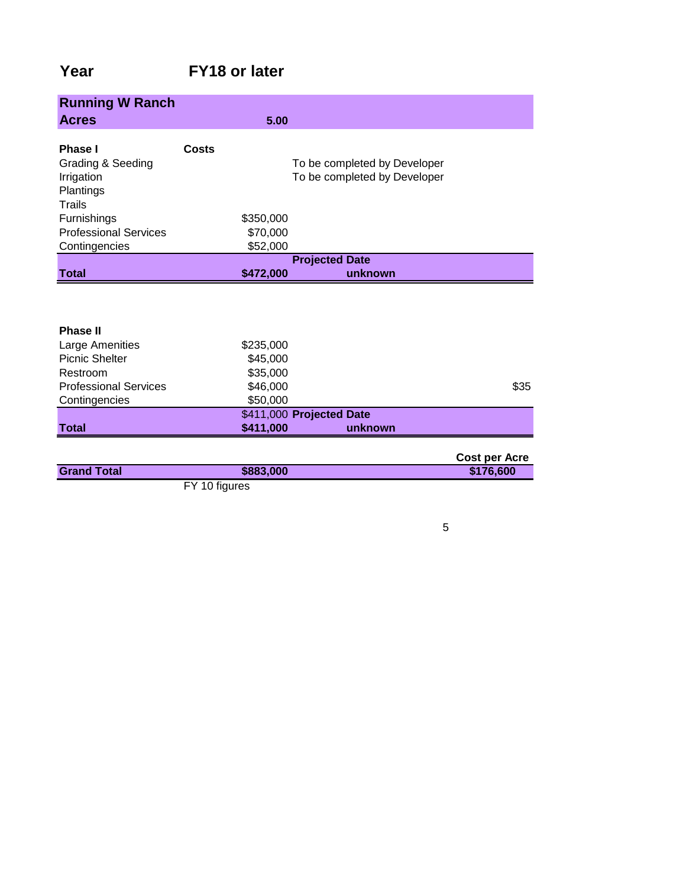## Year FY18 or later

| Running W Ranch | | | |
|---|---|---|---|
| Acres | 5.00 | | |
| | | | |
| **Phase I** | **Costs** | | |
| Grading & Seeding | | To be completed by Developer | |
| Irrigation | | To be completed by Developer | |
| Plantings | | | |
| Trails | | | |
| Furnishings | $350,000 | | |
| Professional Services | $70,000 | | |
| Contingencies | $52,000 | | |
| | | **Projected Date** | |
| **Total** | **$472,000** | **unknown** | |
| | | | |
| **Phase II** | | | |
| Large Amenities | $235,000 | | |
| Picnic Shelter | $45,000 | | |
| Restroom | $35,000 | | |
| Professional Services | $46,000 | | $35 |
| Contingencies | $50,000 | | |
| | $411,000 | **Projected Date** | |
| **Total** | **$411,000** | **unknown** | |
| | | | |
| | | | **Cost per Acre** |
| **Grand Total** | **$883,000** | | **$176,600** |
| | FY 10 figures | | |

5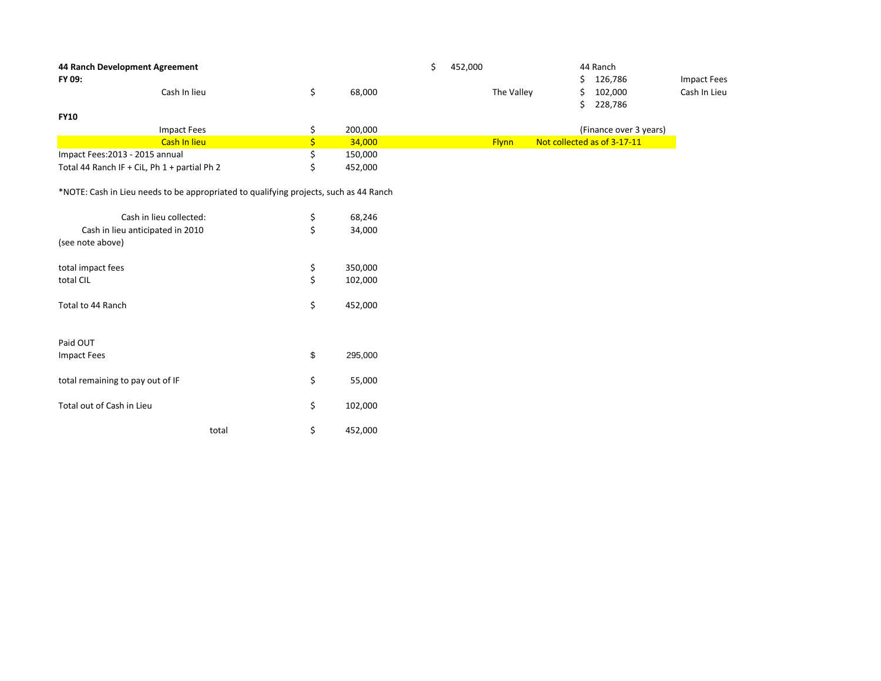| | | | | | | | | |
|---|---|---|---|---|---|---|---|---|
| **44 Ranch Development Agreement** | | | $ | 452,000 | | 44 Ranch | | |
| **FY 09:** | | | | | | $ | 126,786 | Impact Fees |
| Cash In lieu | $ | 68,000 | | | The Valley | $ | 102,000 | Cash In Lieu |
| | | | | | | $ | 228,786 | |
| **FY10** | | | | | | | | |
| Impact Fees | $ | 200,000 | | | | (Finance over 3 years) | | |
| Cash In lieu | $ | 34,000 | | | Flynn | Not collected as of 3-17-11 | | |
| Impact Fees:2013 - 2015 annual | $ | 150,000 | | | | | | |
| Total 44 Ranch IF + CiL, Ph 1 + partial Ph 2 | $ | 452,000 | | | | | | |

*NOTE: Cash in Lieu needs to be appropriated to qualifying projects, such as 44 Ranch

| | | |
|---|---|---|
| Cash in lieu collected: | $ | 68,246 |
| Cash in lieu anticipated in 2010 | $ | 34,000 |
| (see note above) | | |
| | | |
| total impact fees | $ | 350,000 |
| total CIL | $ | 102,000 |
| | | |
| Total to 44 Ranch | $ | 452,000 |
| | | |
| Paid OUT | | |
| Impact Fees | $ | 295,000 |
| | | |
| total remaining to pay out of IF | $ | 55,000 |
| | | |
| Total out of Cash in Lieu | $ | 102,000 |
| | | |
| total | $ | 452,000 |